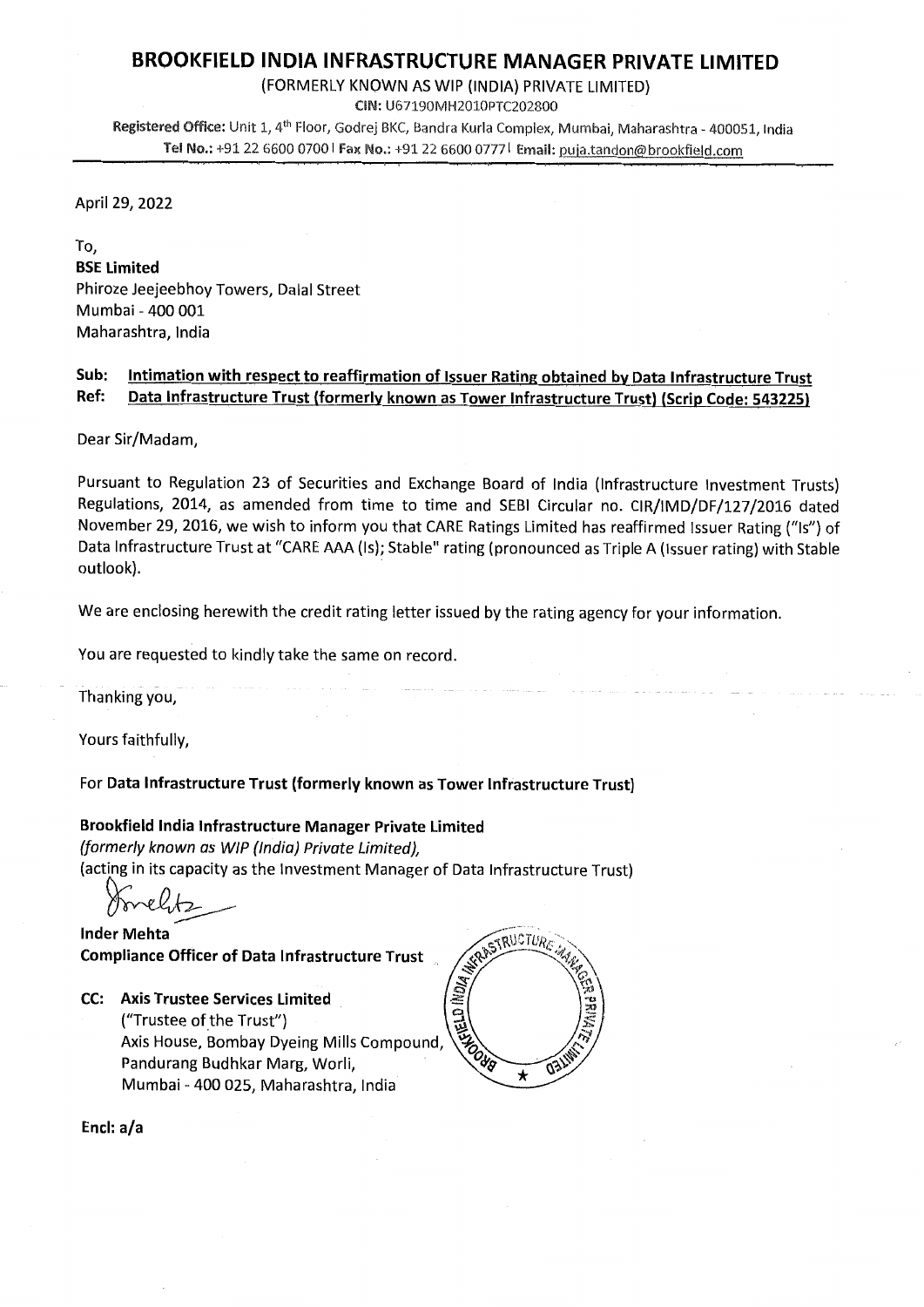# BROOKFIELD INDIA INFRASTRUCTURE MANAGER PRIVATE LIMITED

(FORMERLY KNOWN AS WIP (INDIA) PRIVATE LIMITED)

CIN: U67190MH2010PTC202800

**Registered Office:** Unit 1, 4th Floor, Godrej BKC, Bandra Kurla Complex, Mumbai, Maharashtra - 400051, India
**Tel No.:** +91 22 6600 0700 | **Fax No.:** +91 22 6600 0777 | **Email:** puja.tandon@brookfield.com

April 29, 2022

To,
**BSE Limited**
Phiroze Jeejeebhoy Towers, Dalal Street
Mumbai - 400 001
Maharashtra, India

**Sub: Intimation with respect to reaffirmation of Issuer Rating obtained by Data Infrastructure Trust**
**Ref: Data Infrastructure Trust (formerly known as Tower Infrastructure Trust) (Scrip Code: 543225)**

Dear Sir/Madam,

Pursuant to Regulation 23 of Securities and Exchange Board of India (Infrastructure Investment Trusts) Regulations, 2014, as amended from time to time and SEBI Circular no. CIR/IMD/DF/127/2016 dated November 29, 2016, we wish to inform you that CARE Ratings Limited has reaffirmed Issuer Rating ("Is") of Data Infrastructure Trust at "CARE AAA (Is); Stable" rating (pronounced as Triple A (Issuer rating) with Stable outlook).

We are enclosing herewith the credit rating letter issued by the rating agency for your information.

You are requested to kindly take the same on record.

Thanking you,

Yours faithfully,

For **Data Infrastructure Trust (formerly known as Tower Infrastructure Trust)**

**Brookfield India Infrastructure Manager Private Limited**
*(formerly known as WIP (India) Private Limited),*
(acting in its capacity as the Investment Manager of Data Infrastructure Trust)

**Inder Mehta**
**Compliance Officer of Data Infrastructure Trust**

**CC: Axis Trustee Services Limited**
("Trustee of the Trust")
Axis House, Bombay Dyeing Mills Compound,
Pandurang Budhkar Marg, Worli,
Mumbai - 400 025, Maharashtra, India

**Encl: a/a**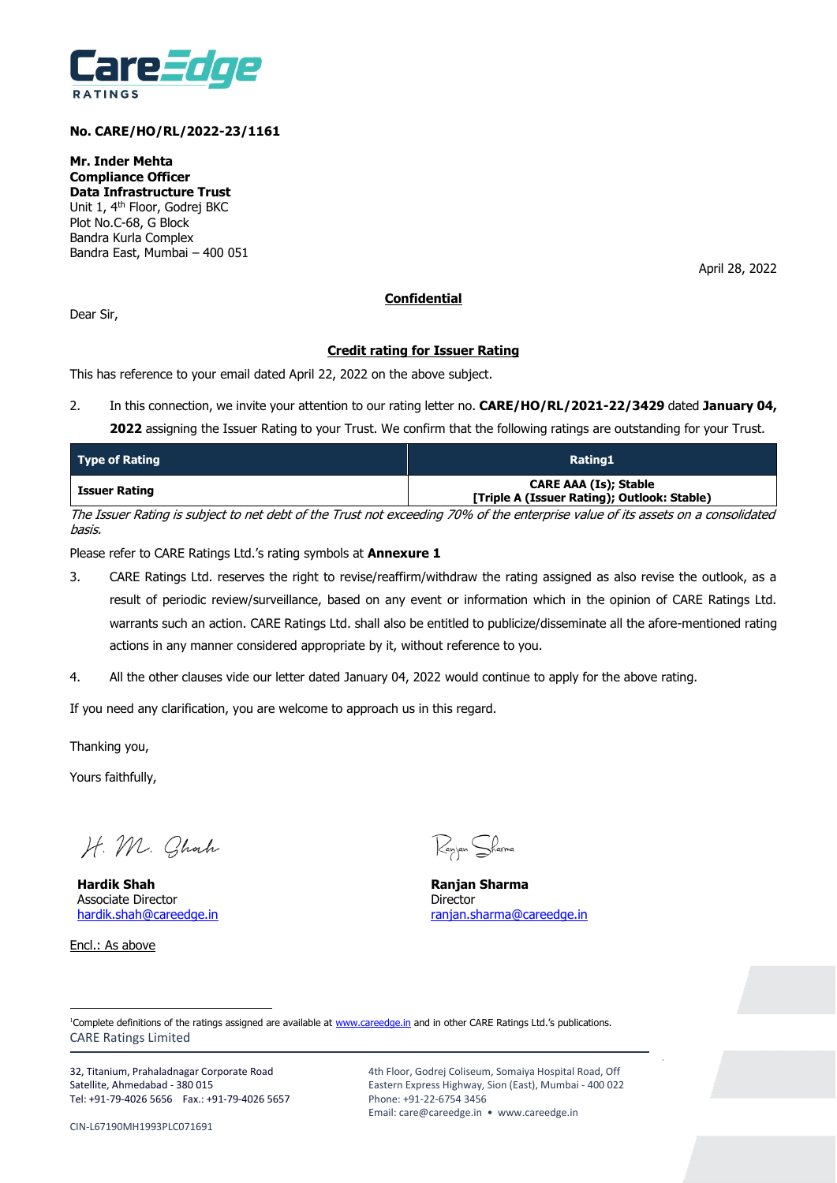**No. CARE/HO/RL/2022-23/1161**

**Mr. Inder Mehta**
**Compliance Officer**
**Data Infrastructure Trust**
Unit 1, 4th Floor, Godrej BKC
Plot No.C-68, G Block
Bandra Kurla Complex
Bandra East, Mumbai – 400 051

April 28, 2022

**Confidential**

Dear Sir,

**Credit rating for Issuer Rating**

This has reference to your email dated April 22, 2022 on the above subject.

2. In this connection, we invite your attention to our rating letter no. **CARE/HO/RL/2021-22/3429** dated **January 04, 2022** assigning the Issuer Rating to your Trust. We confirm that the following ratings are outstanding for your Trust.

| Type of Rating | Rating[1] |
|---|---|
| **Issuer Rating** | **CARE AAA (Is); Stable [Triple A (Issuer Rating); Outlook: Stable)** |

*The Issuer Rating is subject to net debt of the Trust not exceeding 70% of the enterprise value of its assets on a consolidated basis.*

Please refer to CARE Ratings Ltd.'s rating symbols at **Annexure 1**

3. CARE Ratings Ltd. reserves the right to revise/reaffirm/withdraw the rating assigned as also revise the outlook, as a result of periodic review/surveillance, based on any event or information which in the opinion of CARE Ratings Ltd. warrants such an action. CARE Ratings Ltd. shall also be entitled to publicize/disseminate all the afore-mentioned rating actions in any manner considered appropriate by it, without reference to you.

4. All the other clauses vide our letter dated January 04, 2022 would continue to apply for the above rating.

If you need any clarification, you are welcome to approach us in this regard.

Thanking you,

Yours faithfully,

**Hardik Shah**
Associate Director
hardik.shah@careedge.in

**Ranjan Sharma**
Director
ranjan.sharma@careedge.in

Encl.: As above

[1]Complete definitions of the ratings assigned are available at www.careedge.in and in other CARE Ratings Ltd.'s publications.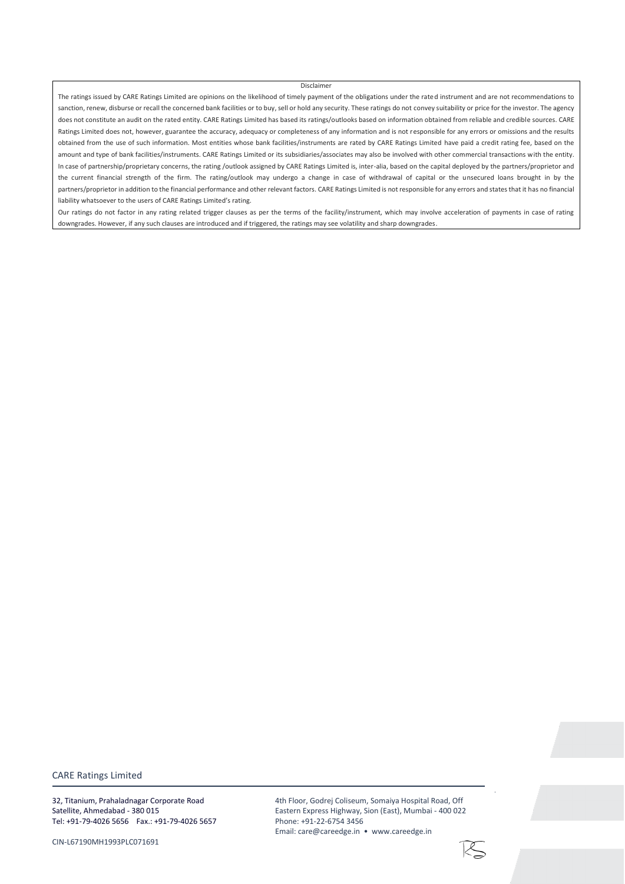Disclaimer

The ratings issued by CARE Ratings Limited are opinions on the likelihood of timely payment of the obligations under the rated instrument and are not recommendations to sanction, renew, disburse or recall the concerned bank facilities or to buy, sell or hold any security. These ratings do not convey suitability or price for the investor. The agency does not constitute an audit on the rated entity. CARE Ratings Limited has based its ratings/outlooks based on information obtained from reliable and credible sources. CARE Ratings Limited does not, however, guarantee the accuracy, adequacy or completeness of any information and is not responsible for any errors or omissions and the results obtained from the use of such information. Most entities whose bank facilities/instruments are rated by CARE Ratings Limited have paid a credit rating fee, based on the amount and type of bank facilities/instruments. CARE Ratings Limited or its subsidiaries/associates may also be involved with other commercial transactions with the entity. In case of partnership/proprietary concerns, the rating /outlook assigned by CARE Ratings Limited is, inter-alia, based on the capital deployed by the partners/proprietor and the current financial strength of the firm. The rating/outlook may undergo a change in case of withdrawal of capital or the unsecured loans brought in by the partners/proprietor in addition to the financial performance and other relevant factors. CARE Ratings Limited is not responsible for any errors and states that it has no financial liability whatsoever to the users of CARE Ratings Limited's rating.

Our ratings do not factor in any rating related trigger clauses as per the terms of the facility/instrument, which may involve acceleration of payments in case of rating downgrades. However, if any such clauses are introduced and if triggered, the ratings may see volatility and sharp downgrades.

CARE Ratings Limited

32, Titanium, Prahaladnagar Corporate Road
Satellite, Ahmedabad - 380 015
Tel: +91-79-4026 5656 Fax.: +91-79-4026 5657

4th Floor, Godrej Coliseum, Somaiya Hospital Road, Off
Eastern Express Highway, Sion (East), Mumbai - 400 022
Phone: +91-22-6754 3456
Email: care@careedge.in • www.careedge.in

CIN-L67190MH1993PLC071691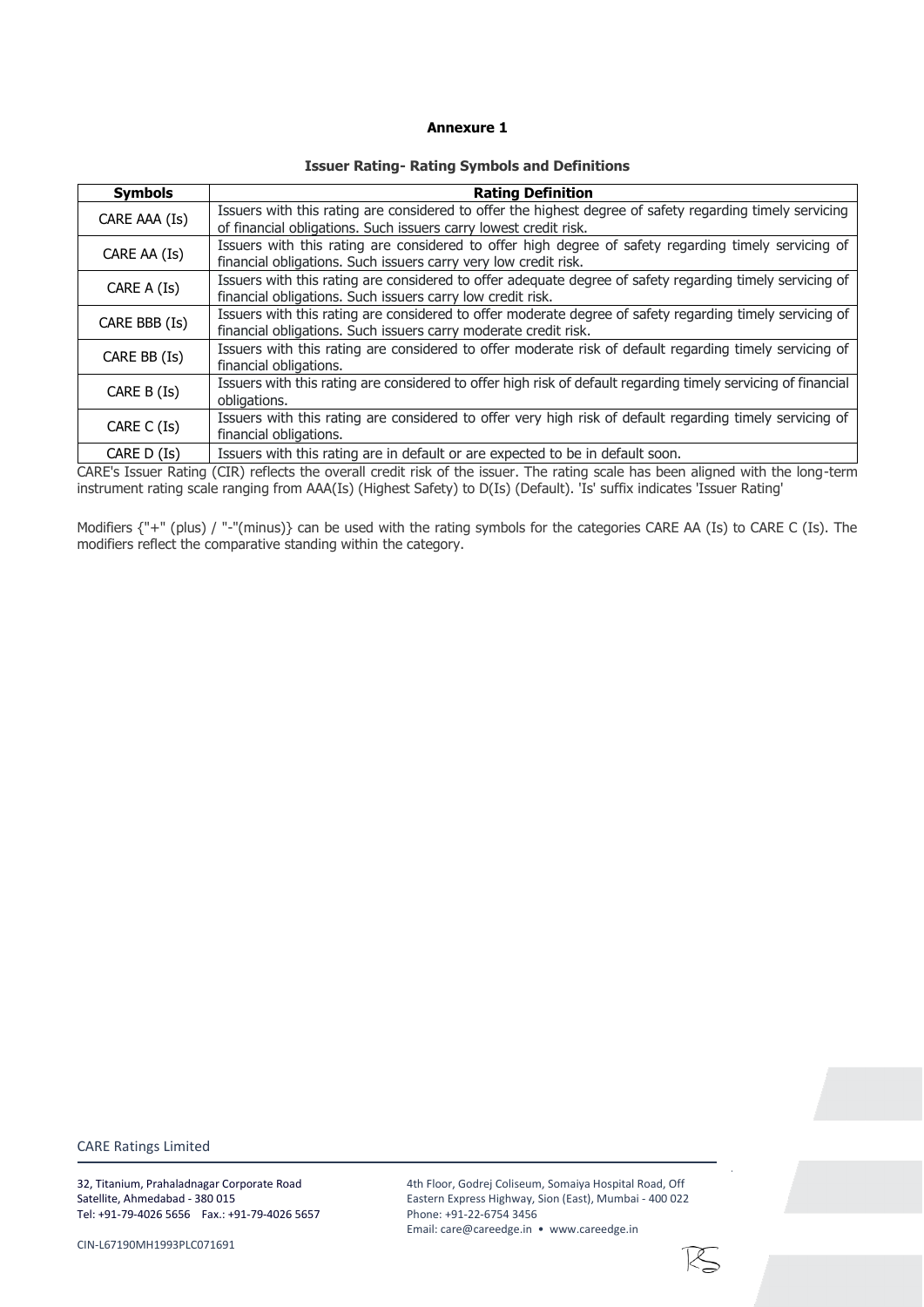**Annexure 1**

**Issuer Rating- Rating Symbols and Definitions**

| Symbols | Rating Definition |
|---|---|
| CARE AAA (Is) | Issuers with this rating are considered to offer the highest degree of safety regarding timely servicing of financial obligations. Such issuers carry lowest credit risk. |
| CARE AA (Is) | Issuers with this rating are considered to offer high degree of safety regarding timely servicing of financial obligations. Such issuers carry very low credit risk. |
| CARE A (Is) | Issuers with this rating are considered to offer adequate degree of safety regarding timely servicing of financial obligations. Such issuers carry low credit risk. |
| CARE BBB (Is) | Issuers with this rating are considered to offer moderate degree of safety regarding timely servicing of financial obligations. Such issuers carry moderate credit risk. |
| CARE BB (Is) | Issuers with this rating are considered to offer moderate risk of default regarding timely servicing of financial obligations. |
| CARE B (Is) | Issuers with this rating are considered to offer high risk of default regarding timely servicing of financial obligations. |
| CARE C (Is) | Issuers with this rating are considered to offer very high risk of default regarding timely servicing of financial obligations. |
| CARE D (Is) | Issuers with this rating are in default or are expected to be in default soon. |

CARE's Issuer Rating (CIR) reflects the overall credit risk of the issuer. The rating scale has been aligned with the long-term instrument rating scale ranging from AAA(Is) (Highest Safety) to D(Is) (Default). 'Is' suffix indicates 'Issuer Rating'

Modifiers {"+" (plus) / "-"(minus)} can be used with the rating symbols for the categories CARE AA (Is) to CARE C (Is). The modifiers reflect the comparative standing within the category.

CARE Ratings Limited

32, Titanium, Prahaladnagar Corporate Road
Satellite, Ahmedabad - 380 015
Tel: +91-79-4026 5656 Fax.: +91-79-4026 5657

4th Floor, Godrej Coliseum, Somaiya Hospital Road, Off
Eastern Express Highway, Sion (East), Mumbai - 400 022
Phone: +91-22-6754 3456
Email: care@careedge.in • www.careedge.in

CIN-L67190MH1993PLC071691